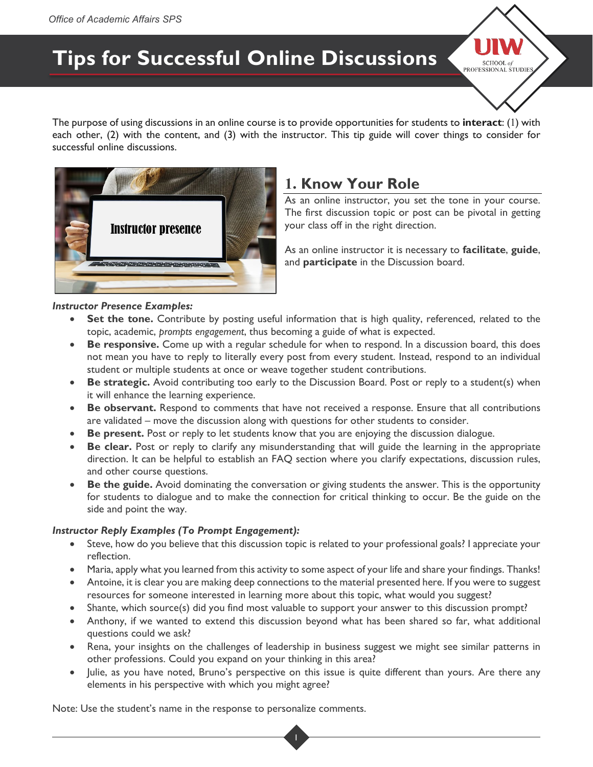Office of Academic Affairs SPS

# Tips for Successful Online Discussions

The purpose of using discussions in an online course is to provide opportunities for students to **interact**: (1) with each other, (2) with the content, and (3) with the instructor. This tip guide will cover things to consider for successful online discussions.

## 1. Know Your Role

As an online instructor, you set the tone in your course. The first discussion topic or post can be pivotal in getting your class off in the right direction.

As an online instructor it is necessary to **facilitate**, **guide**, and **participate** in the Discussion board.

***Instructor Presence Examples:***

- **Set the tone.** Contribute by posting useful information that is high quality, referenced, related to the topic, academic, *prompts engagement*, thus becoming a guide of what is expected.
- **Be responsive.** Come up with a regular schedule for when to respond. In a discussion board, this does not mean you have to reply to literally every post from every student. Instead, respond to an individual student or multiple students at once or weave together student contributions.
- **Be strategic.** Avoid contributing too early to the Discussion Board. Post or reply to a student(s) when it will enhance the learning experience.
- **Be observant.** Respond to comments that have not received a response. Ensure that all contributions are validated – move the discussion along with questions for other students to consider.
- **Be present.** Post or reply to let students know that you are enjoying the discussion dialogue.
- **Be clear.** Post or reply to clarify any misunderstanding that will guide the learning in the appropriate direction. It can be helpful to establish an FAQ section where you clarify expectations, discussion rules, and other course questions.
- **Be the guide.** Avoid dominating the conversation or giving students the answer. This is the opportunity for students to dialogue and to make the connection for critical thinking to occur. Be the guide on the side and point the way.

***Instructor Reply Examples (To Prompt Engagement):***

- Steve, how do you believe that this discussion topic is related to your professional goals? I appreciate your reflection.
- Maria, apply what you learned from this activity to some aspect of your life and share your findings. Thanks!
- Antoine, it is clear you are making deep connections to the material presented here. If you were to suggest resources for someone interested in learning more about this topic, what would you suggest?
- Shante, which source(s) did you find most valuable to support your answer to this discussion prompt?
- Anthony, if we wanted to extend this discussion beyond what has been shared so far, what additional questions could we ask?
- Rena, your insights on the challenges of leadership in business suggest we might see similar patterns in other professions. Could you expand on your thinking in this area?
- Julie, as you have noted, Bruno's perspective on this issue is quite different than yours. Are there any elements in his perspective with which you might agree?

Note: Use the student's name in the response to personalize comments.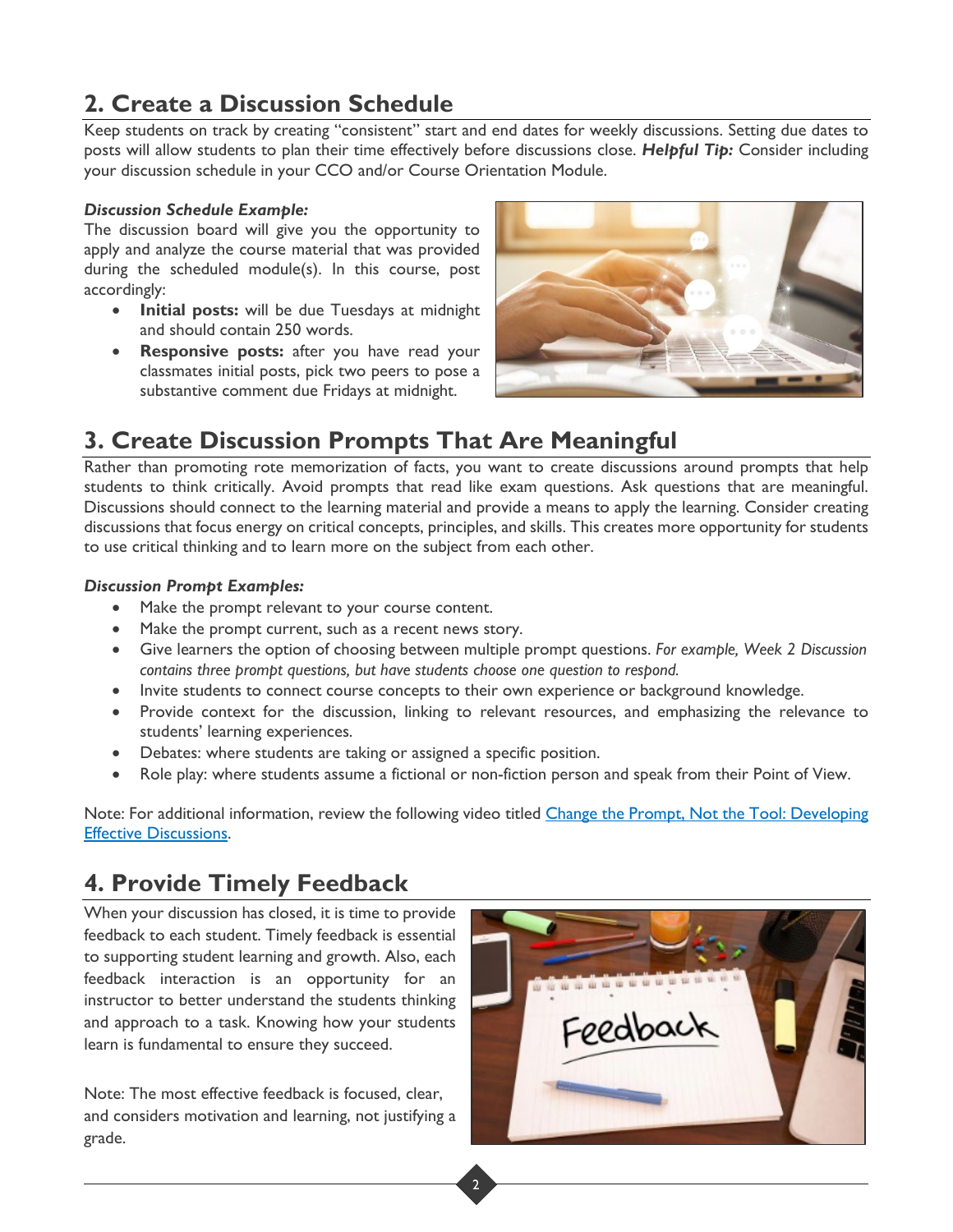## 2. Create a Discussion Schedule

Keep students on track by creating "consistent" start and end dates for weekly discussions. Setting due dates to posts will allow students to plan their time effectively before discussions close. ***Helpful Tip:*** Consider including your discussion schedule in your CCO and/or Course Orientation Module.

***Discussion Schedule Example:***

The discussion board will give you the opportunity to apply and analyze the course material that was provided during the scheduled module(s). In this course, post accordingly:

- **Initial posts:** will be due Tuesdays at midnight and should contain 250 words.
- **Responsive posts:** after you have read your classmates initial posts, pick two peers to pose a substantive comment due Fridays at midnight.

## 3. Create Discussion Prompts That Are Meaningful

Rather than promoting rote memorization of facts, you want to create discussions around prompts that help students to think critically. Avoid prompts that read like exam questions. Ask questions that are meaningful. Discussions should connect to the learning material and provide a means to apply the learning. Consider creating discussions that focus energy on critical concepts, principles, and skills. This creates more opportunity for students to use critical thinking and to learn more on the subject from each other.

***Discussion Prompt Examples:***

- Make the prompt relevant to your course content.
- Make the prompt current, such as a recent news story.
- Give learners the option of choosing between multiple prompt questions. *For example, Week 2 Discussion contains three prompt questions, but have students choose one question to respond.*
- Invite students to connect course concepts to their own experience or background knowledge.
- Provide context for the discussion, linking to relevant resources, and emphasizing the relevance to students' learning experiences.
- Debates: where students are taking or assigned a specific position.
- Role play: where students assume a fictional or non-fiction person and speak from their Point of View.

Note: For additional information, review the following video titled [Change the Prompt, Not the Tool: Developing Effective Discussions]().

## 4. Provide Timely Feedback

When your discussion has closed, it is time to provide feedback to each student. Timely feedback is essential to supporting student learning and growth. Also, each feedback interaction is an opportunity for an instructor to better understand the students thinking and approach to a task. Knowing how your students learn is fundamental to ensure they succeed.

Note: The most effective feedback is focused, clear, and considers motivation and learning, not justifying a grade.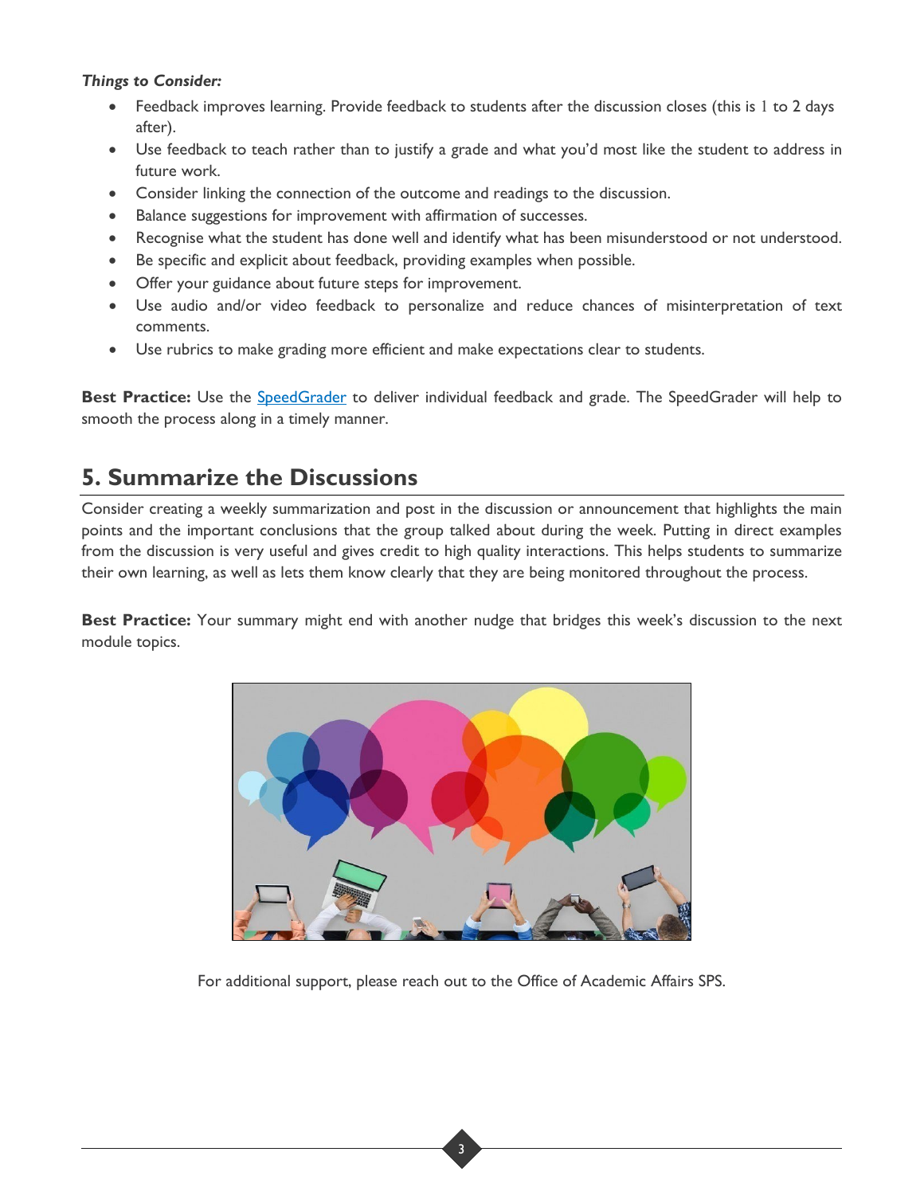*Things to Consider:*

- Feedback improves learning. Provide feedback to students after the discussion closes (this is 1 to 2 days after).
- Use feedback to teach rather than to justify a grade and what you'd most like the student to address in future work.
- Consider linking the connection of the outcome and readings to the discussion.
- Balance suggestions for improvement with affirmation of successes.
- Recognise what the student has done well and identify what has been misunderstood or not understood.
- Be specific and explicit about feedback, providing examples when possible.
- Offer your guidance about future steps for improvement.
- Use audio and/or video feedback to personalize and reduce chances of misinterpretation of text comments.
- Use rubrics to make grading more efficient and make expectations clear to students.

**Best Practice:** Use the SpeedGrader to deliver individual feedback and grade. The SpeedGrader will help to smooth the process along in a timely manner.

## 5. Summarize the Discussions

Consider creating a weekly summarization and post in the discussion or announcement that highlights the main points and the important conclusions that the group talked about during the week. Putting in direct examples from the discussion is very useful and gives credit to high quality interactions. This helps students to summarize their own learning, as well as lets them know clearly that they are being monitored throughout the process.

**Best Practice:** Your summary might end with another nudge that bridges this week's discussion to the next module topics.

For additional support, please reach out to the Office of Academic Affairs SPS.